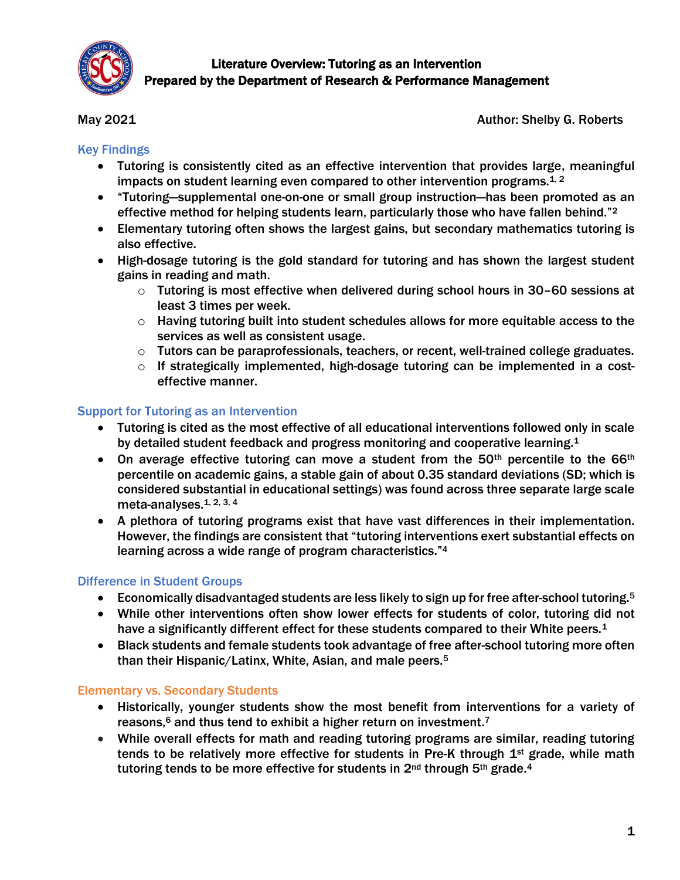# Literature Overview: Tutoring as an Intervention
## Prepared by the Department of Research & Performance Management

May 2021 | Author: Shelby G. Roberts

### Key Findings

- Tutoring is consistently cited as an effective intervention that provides large, meaningful impacts on student learning even compared to other intervention programs.[1, 2]
- "Tutoring—supplemental one-on-one or small group instruction—has been promoted as an effective method for helping students learn, particularly those who have fallen behind."[2]
- Elementary tutoring often shows the largest gains, but secondary mathematics tutoring is also effective.
- High-dosage tutoring is the gold standard for tutoring and has shown the largest student gains in reading and math.
  - Tutoring is most effective when delivered during school hours in 30–60 sessions at least 3 times per week.
  - Having tutoring built into student schedules allows for more equitable access to the services as well as consistent usage.
  - Tutors can be paraprofessionals, teachers, or recent, well-trained college graduates.
  - If strategically implemented, high-dosage tutoring can be implemented in a cost-effective manner.

### Support for Tutoring as an Intervention

- Tutoring is cited as the most effective of all educational interventions followed only in scale by detailed student feedback and progress monitoring and cooperative learning.[1]
- On average effective tutoring can move a student from the 50th percentile to the 66th percentile on academic gains, a stable gain of about 0.35 standard deviations (SD; which is considered substantial in educational settings) was found across three separate large scale meta-analyses.[1, 2, 3, 4]
- A plethora of tutoring programs exist that have vast differences in their implementation. However, the findings are consistent that "tutoring interventions exert substantial effects on learning across a wide range of program characteristics."[4]

### Difference in Student Groups

- Economically disadvantaged students are less likely to sign up for free after-school tutoring.[5]
- While other interventions often show lower effects for students of color, tutoring did not have a significantly different effect for these students compared to their White peers.[1]
- Black students and female students took advantage of free after-school tutoring more often than their Hispanic/Latinx, White, Asian, and male peers.[5]

### Elementary vs. Secondary Students

- Historically, younger students show the most benefit from interventions for a variety of reasons,[6] and thus tend to exhibit a higher return on investment.[7]
- While overall effects for math and reading tutoring programs are similar, reading tutoring tends to be relatively more effective for students in Pre-K through 1st grade, while math tutoring tends to be more effective for students in 2nd through 5th grade.[4]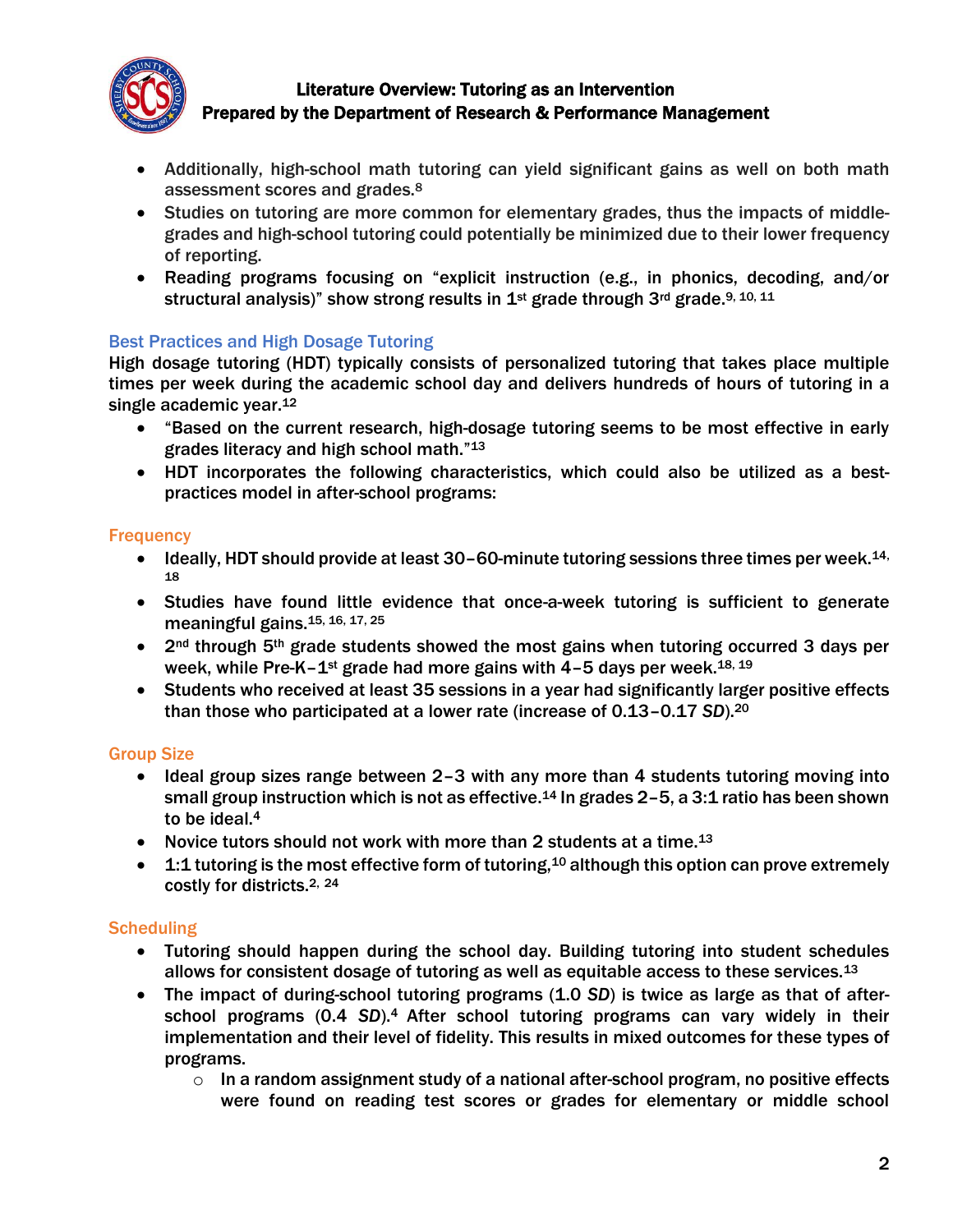- Additionally, high-school math tutoring can yield significant gains as well on both math assessment scores and grades.[8]
- Studies on tutoring are more common for elementary grades, thus the impacts of middle-grades and high-school tutoring could potentially be minimized due to their lower frequency of reporting.
- Reading programs focusing on "explicit instruction (e.g., in phonics, decoding, and/or structural analysis)" show strong results in 1st grade through 3rd grade.[9, 10, 11]

## Best Practices and High Dosage Tutoring

High dosage tutoring (HDT) typically consists of personalized tutoring that takes place multiple times per week during the academic school day and delivers hundreds of hours of tutoring in a single academic year.[12]

- "Based on the current research, high-dosage tutoring seems to be most effective in early grades literacy and high school math."[13]
- HDT incorporates the following characteristics, which could also be utilized as a best-practices model in after-school programs:

### Frequency

- Ideally, HDT should provide at least 30–60-minute tutoring sessions three times per week.[14, 18]
- Studies have found little evidence that once-a-week tutoring is sufficient to generate meaningful gains.[15, 16, 17, 25]
- 2nd through 5th grade students showed the most gains when tutoring occurred 3 days per week, while Pre-K–1st grade had more gains with 4–5 days per week.[18, 19]
- Students who received at least 35 sessions in a year had significantly larger positive effects than those who participated at a lower rate (increase of 0.13–0.17 *SD*).[20]

### Group Size

- Ideal group sizes range between 2–3 with any more than 4 students tutoring moving into small group instruction which is not as effective.[14] In grades 2–5, a 3:1 ratio has been shown to be ideal.[4]
- Novice tutors should not work with more than 2 students at a time.[13]
- 1:1 tutoring is the most effective form of tutoring,[10] although this option can prove extremely costly for districts.[2, 24]

### Scheduling

- Tutoring should happen during the school day. Building tutoring into student schedules allows for consistent dosage of tutoring as well as equitable access to these services.[13]
- The impact of during-school tutoring programs (1.0 *SD*) is twice as large as that of after-school programs (0.4 *SD*).[4] After school tutoring programs can vary widely in their implementation and their level of fidelity. This results in mixed outcomes for these types of programs.
  - In a random assignment study of a national after-school program, no positive effects were found on reading test scores or grades for elementary or middle school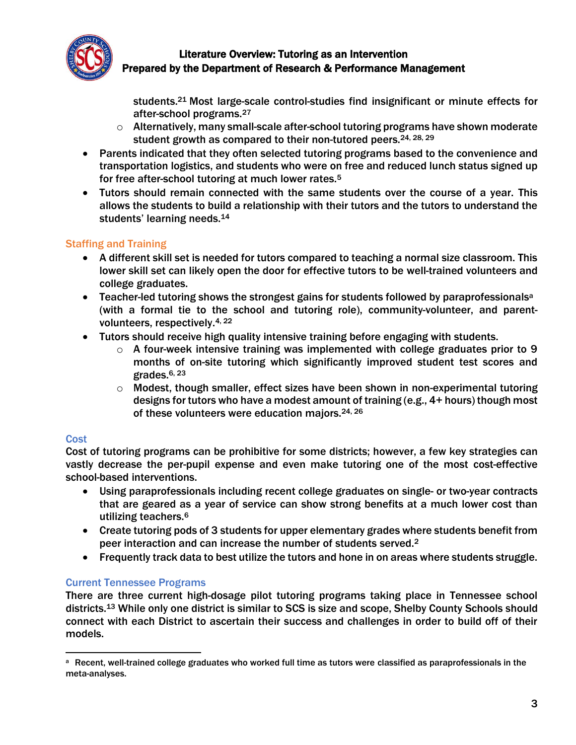students.[21] Most large-scale control-studies find insignificant or minute effects for after-school programs.[27]
    - Alternatively, many small-scale after-school tutoring programs have shown moderate student growth as compared to their non-tutored peers.[24, 28, 29]
- Parents indicated that they often selected tutoring programs based to the convenience and transportation logistics, and students who were on free and reduced lunch status signed up for free after-school tutoring at much lower rates.[5]
- Tutors should remain connected with the same students over the course of a year. This allows the students to build a relationship with their tutors and the tutors to understand the students' learning needs.[14]

## Staffing and Training

- A different skill set is needed for tutors compared to teaching a normal size classroom. This lower skill set can likely open the door for effective tutors to be well-trained volunteers and college graduates.
- Teacher-led tutoring shows the strongest gains for students followed by paraprofessionals[a] (with a formal tie to the school and tutoring role), community-volunteer, and parent-volunteers, respectively.[4, 22]
- Tutors should receive high quality intensive training before engaging with students.
    - A four-week intensive training was implemented with college graduates prior to 9 months of on-site tutoring which significantly improved student test scores and grades.[6, 23]
    - Modest, though smaller, effect sizes have been shown in non-experimental tutoring designs for tutors who have a modest amount of training (e.g., 4+ hours) though most of these volunteers were education majors.[24, 26]

## Cost

Cost of tutoring programs can be prohibitive for some districts; however, a few key strategies can vastly decrease the per-pupil expense and even make tutoring one of the most cost-effective school-based interventions.

- Using paraprofessionals including recent college graduates on single- or two-year contracts that are geared as a year of service can show strong benefits at a much lower cost than utilizing teachers.[6]
- Create tutoring pods of 3 students for upper elementary grades where students benefit from peer interaction and can increase the number of students served.[2]
- Frequently track data to best utilize the tutors and hone in on areas where students struggle.

## Current Tennessee Programs

There are three current high-dosage pilot tutoring programs taking place in Tennessee school districts.[13] While only one district is similar to SCS is size and scope, Shelby County Schools should connect with each District to ascertain their success and challenges in order to build off of their models.

---

[a] Recent, well-trained college graduates who worked full time as tutors were classified as paraprofessionals in the meta-analyses.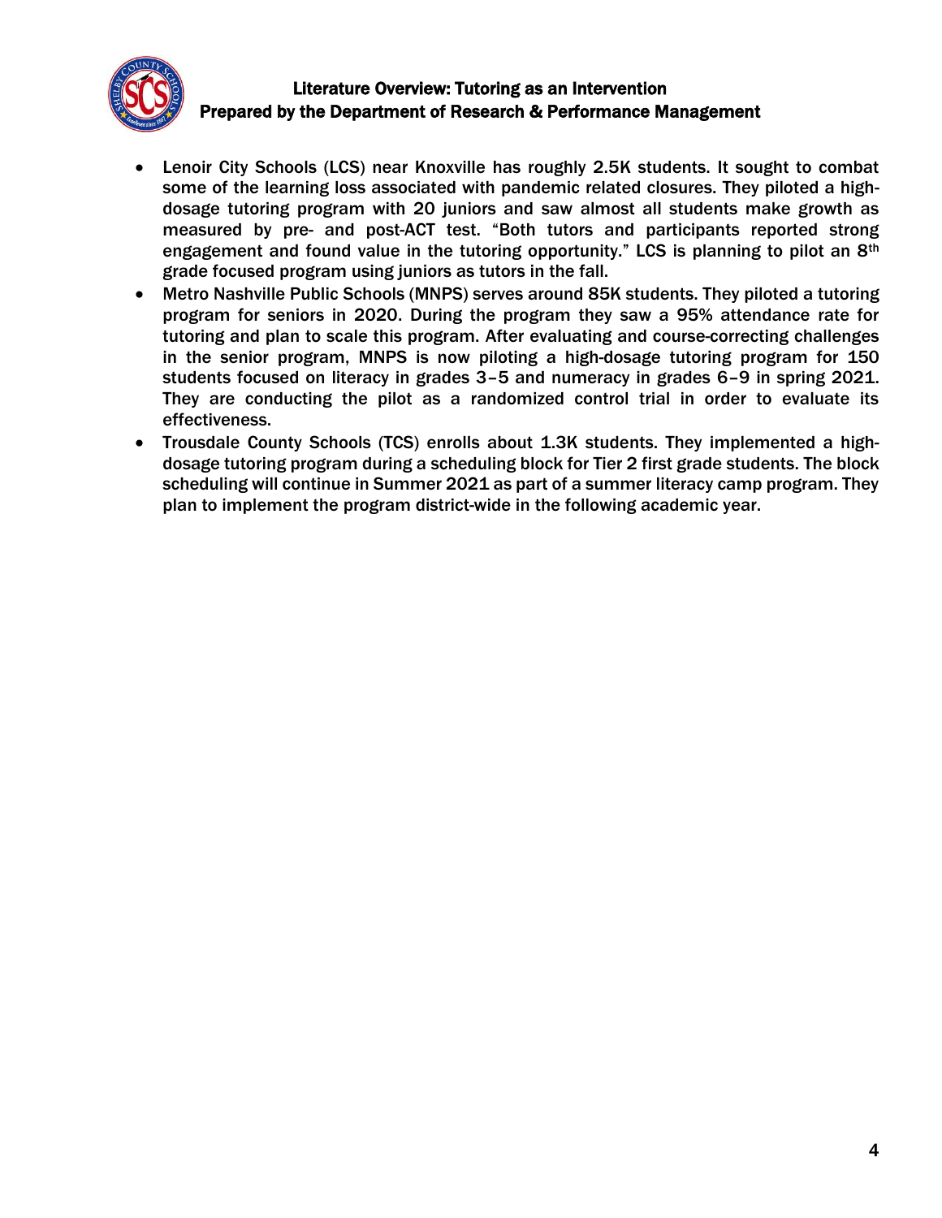- Lenoir City Schools (LCS) near Knoxville has roughly 2.5K students. It sought to combat some of the learning loss associated with pandemic related closures. They piloted a high-dosage tutoring program with 20 juniors and saw almost all students make growth as measured by pre- and post-ACT test. "Both tutors and participants reported strong engagement and found value in the tutoring opportunity." LCS is planning to pilot an 8th grade focused program using juniors as tutors in the fall.
- Metro Nashville Public Schools (MNPS) serves around 85K students. They piloted a tutoring program for seniors in 2020. During the program they saw a 95% attendance rate for tutoring and plan to scale this program. After evaluating and course-correcting challenges in the senior program, MNPS is now piloting a high-dosage tutoring program for 150 students focused on literacy in grades 3–5 and numeracy in grades 6–9 in spring 2021. They are conducting the pilot as a randomized control trial in order to evaluate its effectiveness.
- Trousdale County Schools (TCS) enrolls about 1.3K students. They implemented a high-dosage tutoring program during a scheduling block for Tier 2 first grade students. The block scheduling will continue in Summer 2021 as part of a summer literacy camp program. They plan to implement the program district-wide in the following academic year.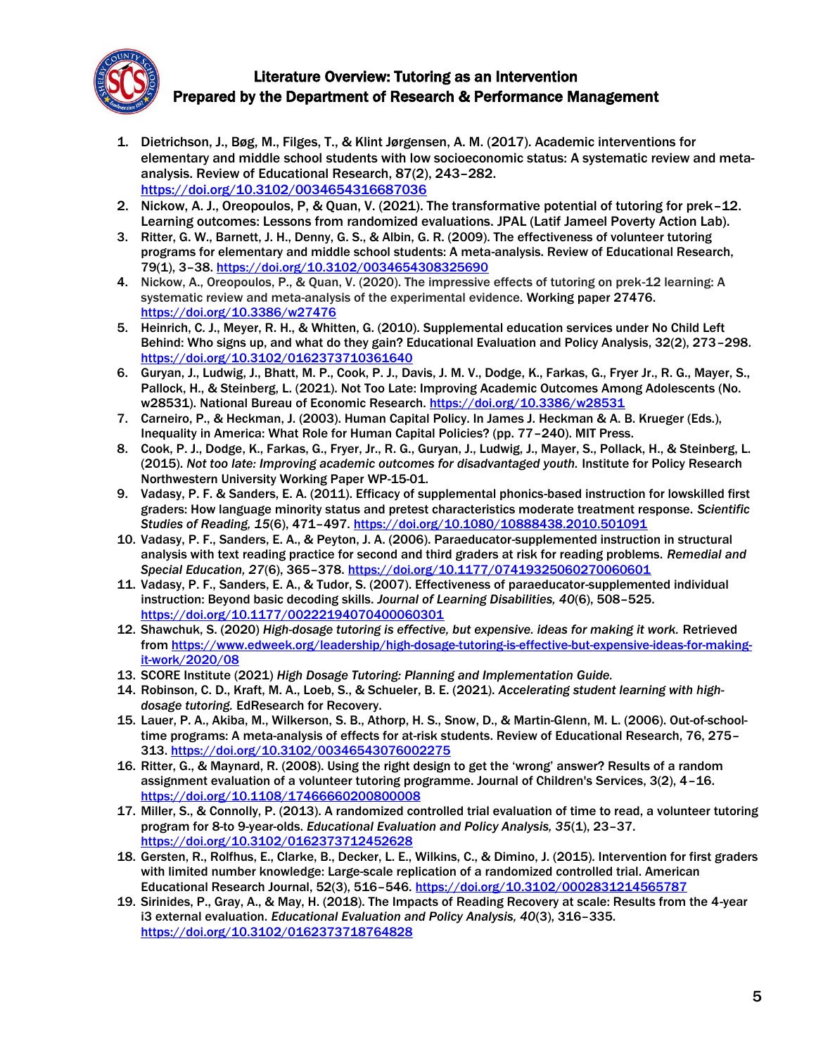1. Dietrichson, J., Bøg, M., Filges, T., & Klint Jørgensen, A. M. (2017). Academic interventions for elementary and middle school students with low socioeconomic status: A systematic review and meta-analysis. Review of Educational Research, 87(2), 243–282. https://doi.org/10.3102/0034654316687036
2. Nickow, A. J., Oreopoulos, P, & Quan, V. (2021). The transformative potential of tutoring for prek–12. Learning outcomes: Lessons from randomized evaluations. JPAL (Latif Jameel Poverty Action Lab).
3. Ritter, G. W., Barnett, J. H., Denny, G. S., & Albin, G. R. (2009). The effectiveness of volunteer tutoring programs for elementary and middle school students: A meta-analysis. Review of Educational Research, 79(1), 3–38. https://doi.org/10.3102/0034654308325690
4. Nickow, A., Oreopoulos, P., & Quan, V. (2020). The impressive effects of tutoring on prek-12 learning: A systematic review and meta-analysis of the experimental evidence. Working paper 27476. https://doi.org/10.3386/w27476
5. Heinrich, C. J., Meyer, R. H., & Whitten, G. (2010). Supplemental education services under No Child Left Behind: Who signs up, and what do they gain? Educational Evaluation and Policy Analysis, 32(2), 273–298. https://doi.org/10.3102/0162373710361640
6. Guryan, J., Ludwig, J., Bhatt, M. P., Cook, P. J., Davis, J. M. V., Dodge, K., Farkas, G., Fryer Jr., R. G., Mayer, S., Pallock, H., & Steinberg, L. (2021). Not Too Late: Improving Academic Outcomes Among Adolescents (No. w28531). National Bureau of Economic Research. https://doi.org/10.3386/w28531
7. Carneiro, P., & Heckman, J. (2003). Human Capital Policy. In James J. Heckman & A. B. Krueger (Eds.), Inequality in America: What Role for Human Capital Policies? (pp. 77–240). MIT Press.
8. Cook, P. J., Dodge, K., Farkas, G., Fryer, Jr., R. G., Guryan, J., Ludwig, J., Mayer, S., Pollack, H., & Steinberg, L. (2015). *Not too late: Improving academic outcomes for disadvantaged youth.* Institute for Policy Research Northwestern University Working Paper WP-15-01.
9. Vadasy, P. F. & Sanders, E. A. (2011). Efficacy of supplemental phonics-based instruction for lowskilled first graders: How language minority status and pretest characteristics moderate treatment response. *Scientific Studies of Reading, 15*(6), 471–497. https://doi.org/10.1080/10888438.2010.501091
10. Vadasy, P. F., Sanders, E. A., & Peyton, J. A. (2006). Paraeducator-supplemented instruction in structural analysis with text reading practice for second and third graders at risk for reading problems. *Remedial and Special Education, 27*(6), 365–378. https://doi.org/10.1177/07419325060270060601
11. Vadasy, P. F., Sanders, E. A., & Tudor, S. (2007). Effectiveness of paraeducator-supplemented individual instruction: Beyond basic decoding skills. *Journal of Learning Disabilities, 40*(6), 508–525. https://doi.org/10.1177/00222194070400060301
12. Shawchuk, S. (2020) *High-dosage tutoring is effective, but expensive. ideas for making it work.* Retrieved from https://www.edweek.org/leadership/high-dosage-tutoring-is-effective-but-expensive-ideas-for-making-it-work/2020/08
13. SCORE Institute (2021) *High Dosage Tutoring: Planning and Implementation Guide.*
14. Robinson, C. D., Kraft, M. A., Loeb, S., & Schueler, B. E. (2021). *Accelerating student learning with high-dosage tutoring.* EdResearch for Recovery.
15. Lauer, P. A., Akiba, M., Wilkerson, S. B., Athorp, H. S., Snow, D., & Martin-Glenn, M. L. (2006). Out-of-school-time programs: A meta-analysis of effects for at-risk students. Review of Educational Research, 76, 275–313. https://doi.org/10.3102/00346543076002275
16. Ritter, G., & Maynard, R. (2008). Using the right design to get the 'wrong' answer? Results of a random assignment evaluation of a volunteer tutoring programme. Journal of Children's Services, 3(2), 4–16. https://doi.org/10.1108/17466660200800008
17. Miller, S., & Connolly, P. (2013). A randomized controlled trial evaluation of time to read, a volunteer tutoring program for 8-to 9-year-olds. *Educational Evaluation and Policy Analysis, 35*(1), 23–37. https://doi.org/10.3102/0162373712452628
18. Gersten, R., Rolfhus, E., Clarke, B., Decker, L. E., Wilkins, C., & Dimino, J. (2015). Intervention for first graders with limited number knowledge: Large-scale replication of a randomized controlled trial. American Educational Research Journal, 52(3), 516–546. https://doi.org/10.3102/0002831214565787
19. Sirinides, P., Gray, A., & May, H. (2018). The Impacts of Reading Recovery at scale: Results from the 4-year i3 external evaluation. *Educational Evaluation and Policy Analysis, 40*(3), 316–335. https://doi.org/10.3102/0162373718764828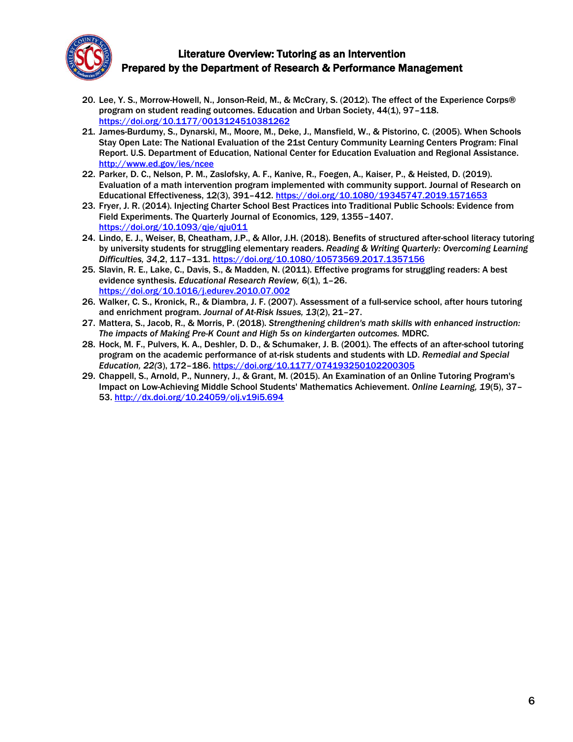20. Lee, Y. S., Morrow-Howell, N., Jonson-Reid, M., & McCrary, S. (2012). The effect of the Experience Corps® program on student reading outcomes. Education and Urban Society, 44(1), 97–118. https://doi.org/10.1177/0013124510381262
21. James-Burdumy, S., Dynarski, M., Moore, M., Deke, J., Mansfield, W., & Pistorino, C. (2005). When Schools Stay Open Late: The National Evaluation of the 21st Century Community Learning Centers Program: Final Report. U.S. Department of Education, National Center for Education Evaluation and Regional Assistance. http://www.ed.gov/ies/ncee
22. Parker, D. C., Nelson, P. M., Zaslofsky, A. F., Kanive, R., Foegen, A., Kaiser, P., & Heisted, D. (2019). Evaluation of a math intervention program implemented with community support. Journal of Research on Educational Effectiveness, 12(3), 391–412. https://doi.org/10.1080/19345747.2019.1571653
23. Fryer, J. R. (2014). Injecting Charter School Best Practices into Traditional Public Schools: Evidence from Field Experiments. The Quarterly Journal of Economics, 129, 1355–1407. https://doi.org/10.1093/qje/qju011
24. Lindo, E. J., Weiser, B, Cheatham, J.P., & Allor, J.H. (2018). Benefits of structured after-school literacy tutoring by university students for struggling elementary readers. *Reading & Writing Quarterly: Overcoming Learning Difficulties, 34*,2, 117–131. https://doi.org/10.1080/10573569.2017.1357156
25. Slavin, R. E., Lake, C., Davis, S., & Madden, N. (2011). Effective programs for struggling readers: A best evidence synthesis. *Educational Research Review, 6*(1), 1–26. https://doi.org/10.1016/j.edurev.2010.07.002
26. Walker, C. S., Kronick, R., & Diambra, J. F. (2007). Assessment of a full-service school, after hours tutoring and enrichment program. *Journal of At-Risk Issues, 13*(2), 21–27.
27. Mattera, S., Jacob, R., & Morris, P. (2018). *Strengthening children's math skills with enhanced instruction: The impacts of Making Pre-K Count and High 5s on kindergarten outcomes.* MDRC.
28. Hock, M. F., Pulvers, K. A., Deshler, D. D., & Schumaker, J. B. (2001). The effects of an after-school tutoring program on the academic performance of at-risk students and students with LD. *Remedial and Special Education, 22*(3), 172–186. https://doi.org/10.1177/074193250102200305
29. Chappell, S., Arnold, P., Nunnery, J., & Grant, M. (2015). An Examination of an Online Tutoring Program's Impact on Low-Achieving Middle School Students' Mathematics Achievement. *Online Learning, 19*(5), 37–53. http://dx.doi.org/10.24059/olj.v19i5.694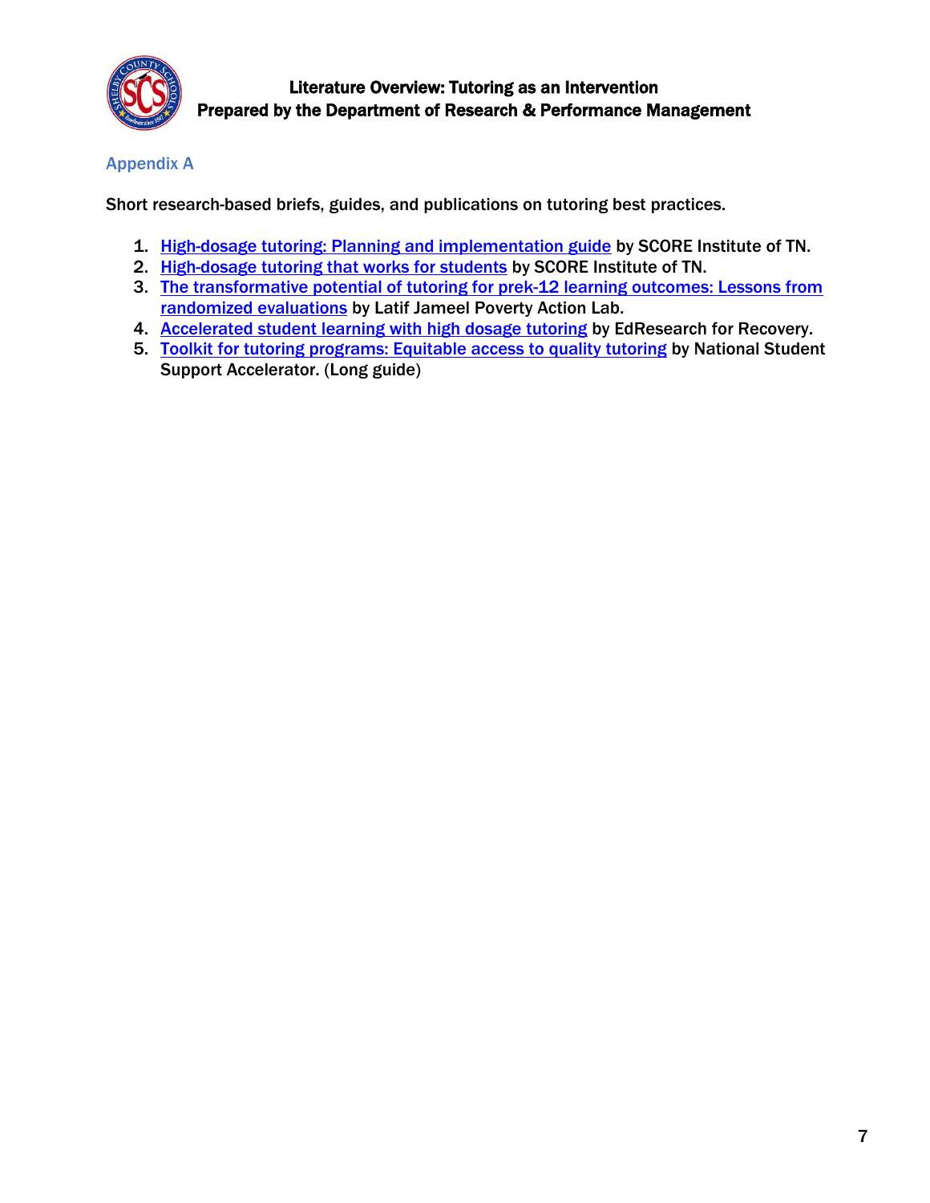## Appendix A

Short research-based briefs, guides, and publications on tutoring best practices.

1. High-dosage tutoring: Planning and implementation guide by SCORE Institute of TN.
2. High-dosage tutoring that works for students by SCORE Institute of TN.
3. The transformative potential of tutoring for prek-12 learning outcomes: Lessons from randomized evaluations by Latif Jameel Poverty Action Lab.
4. Accelerated student learning with high dosage tutoring by EdResearch for Recovery.
5. Toolkit for tutoring programs: Equitable access to quality tutoring by National Student Support Accelerator. (Long guide)